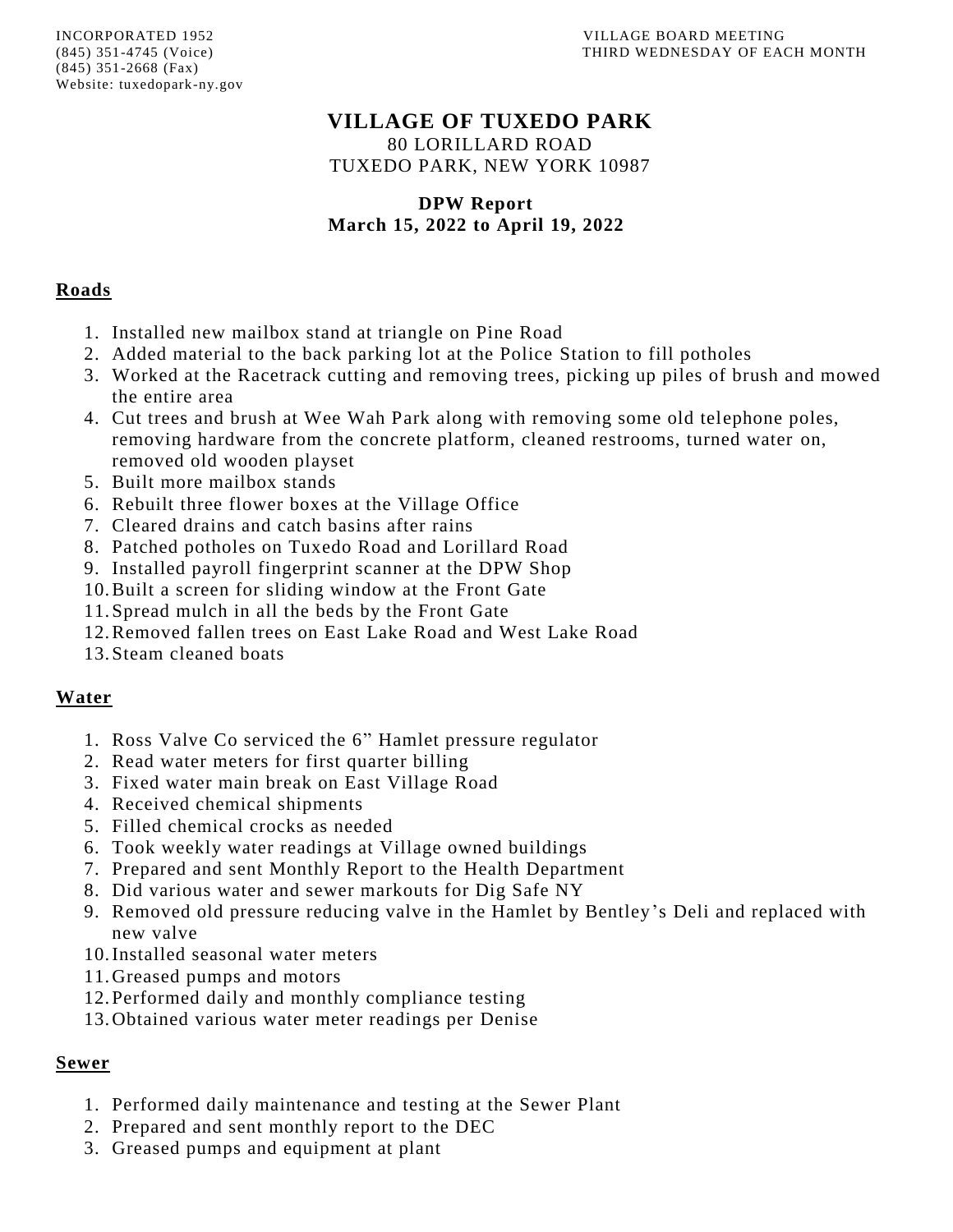INCORPORATED 1952
(845) 351-4745 (Voice)
(845) 351-2668 (Fax)
Website: tuxedopark-ny.gov

VILLAGE BOARD MEETING
THIRD WEDNESDAY OF EACH MONTH

# VILLAGE OF TUXEDO PARK

80 LORILLARD ROAD
TUXEDO PARK, NEW YORK 10987

**DPW Report**
**March 15, 2022 to April 19, 2022**

## Roads

1. Installed new mailbox stand at triangle on Pine Road
2. Added material to the back parking lot at the Police Station to fill potholes
3. Worked at the Racetrack cutting and removing trees, picking up piles of brush and mowed the entire area
4. Cut trees and brush at Wee Wah Park along with removing some old telephone poles, removing hardware from the concrete platform, cleaned restrooms, turned water on, removed old wooden playset
5. Built more mailbox stands
6. Rebuilt three flower boxes at the Village Office
7. Cleared drains and catch basins after rains
8. Patched potholes on Tuxedo Road and Lorillard Road
9. Installed payroll fingerprint scanner at the DPW Shop
10. Built a screen for sliding window at the Front Gate
11. Spread mulch in all the beds by the Front Gate
12. Removed fallen trees on East Lake Road and West Lake Road
13. Steam cleaned boats

## Water

1. Ross Valve Co serviced the 6” Hamlet pressure regulator
2. Read water meters for first quarter billing
3. Fixed water main break on East Village Road
4. Received chemical shipments
5. Filled chemical crocks as needed
6. Took weekly water readings at Village owned buildings
7. Prepared and sent Monthly Report to the Health Department
8. Did various water and sewer markouts for Dig Safe NY
9. Removed old pressure reducing valve in the Hamlet by Bentley’s Deli and replaced with new valve
10. Installed seasonal water meters
11. Greased pumps and motors
12. Performed daily and monthly compliance testing
13. Obtained various water meter readings per Denise

## Sewer

1. Performed daily maintenance and testing at the Sewer Plant
2. Prepared and sent monthly report to the DEC
3. Greased pumps and equipment at plant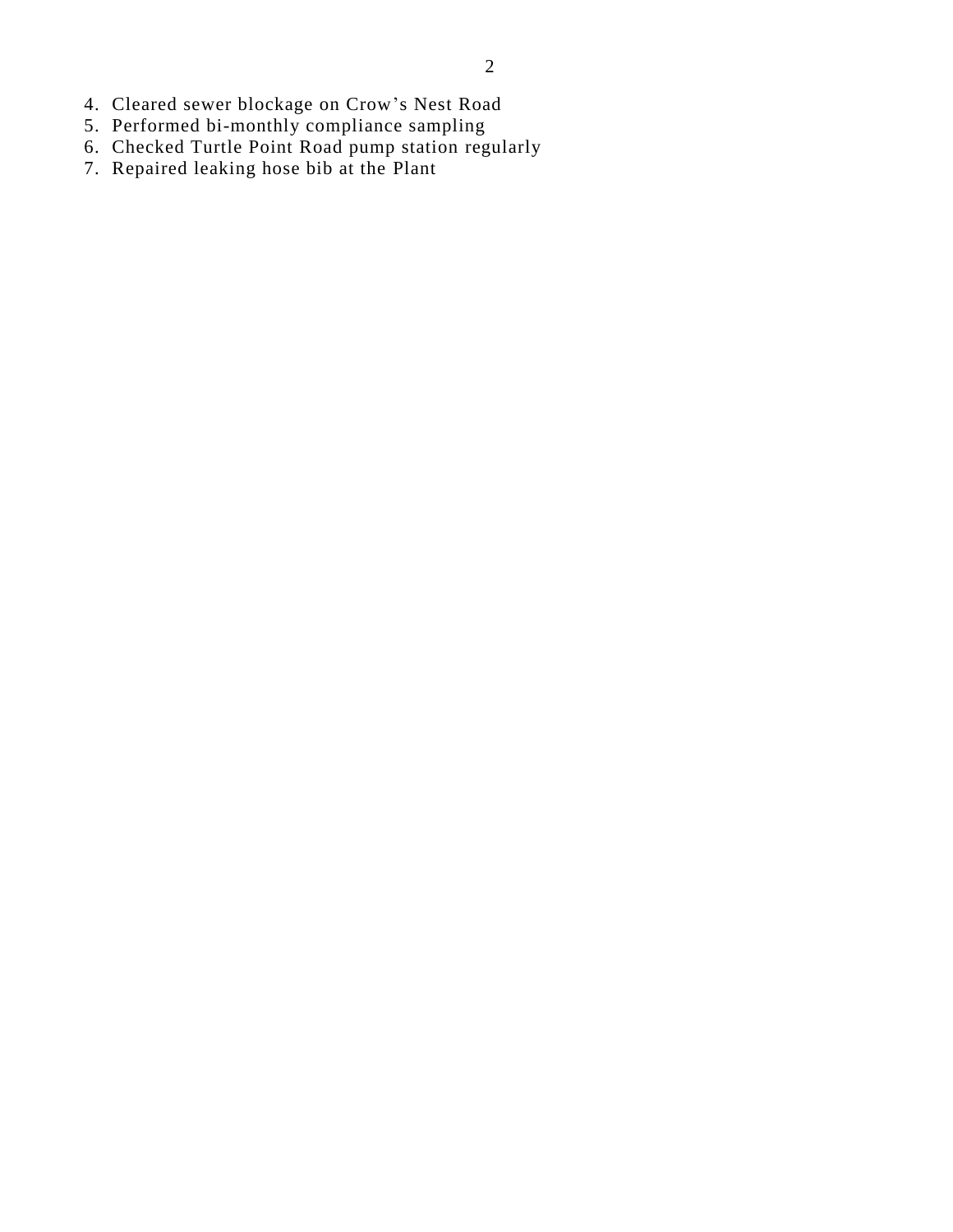4. Cleared sewer blockage on Crow's Nest Road
5. Performed bi-monthly compliance sampling
6. Checked Turtle Point Road pump station regularly
7. Repaired leaking hose bib at the Plant